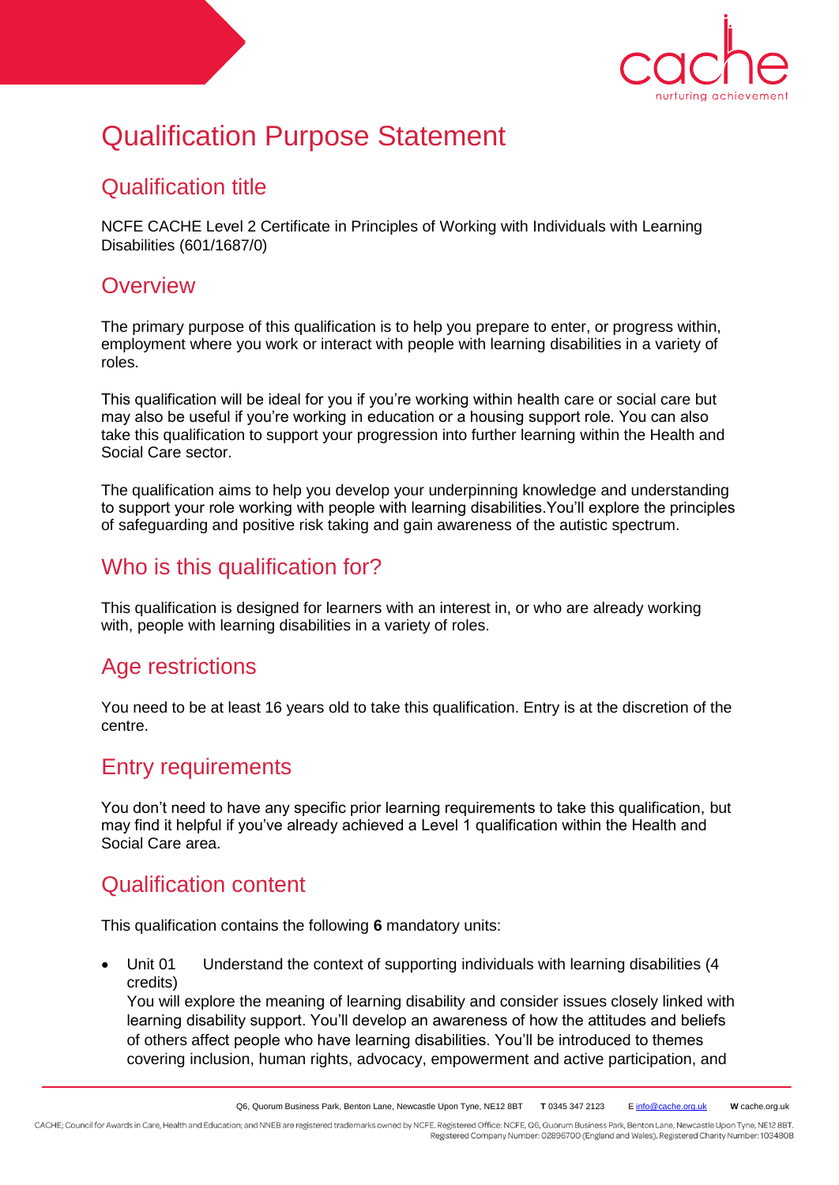# Qualification Purpose Statement

## Qualification title

NCFE CACHE Level 2 Certificate in Principles of Working with Individuals with Learning Disabilities (601/1687/0)

## Overview

The primary purpose of this qualification is to help you prepare to enter, or progress within, employment where you work or interact with people with learning disabilities in a variety of roles.

This qualification will be ideal for you if you're working within health care or social care but may also be useful if you're working in education or a housing support role. You can also take this qualification to support your progression into further learning within the Health and Social Care sector.

The qualification aims to help you develop your underpinning knowledge and understanding to support your role working with people with learning disabilities.You'll explore the principles of safeguarding and positive risk taking and gain awareness of the autistic spectrum.

## Who is this qualification for?

This qualification is designed for learners with an interest in, or who are already working with, people with learning disabilities in a variety of roles.

## Age restrictions

You need to be at least 16 years old to take this qualification. Entry is at the discretion of the centre.

## Entry requirements

You don't need to have any specific prior learning requirements to take this qualification, but may find it helpful if you've already achieved a Level 1 qualification within the Health and Social Care area.

## Qualification content

This qualification contains the following **6** mandatory units:

- Unit 01 Understand the context of supporting individuals with learning disabilities (4 credits)
  You will explore the meaning of learning disability and consider issues closely linked with learning disability support. You'll develop an awareness of how the attitudes and beliefs of others affect people who have learning disabilities. You'll be introduced to themes covering inclusion, human rights, advocacy, empowerment and active participation, and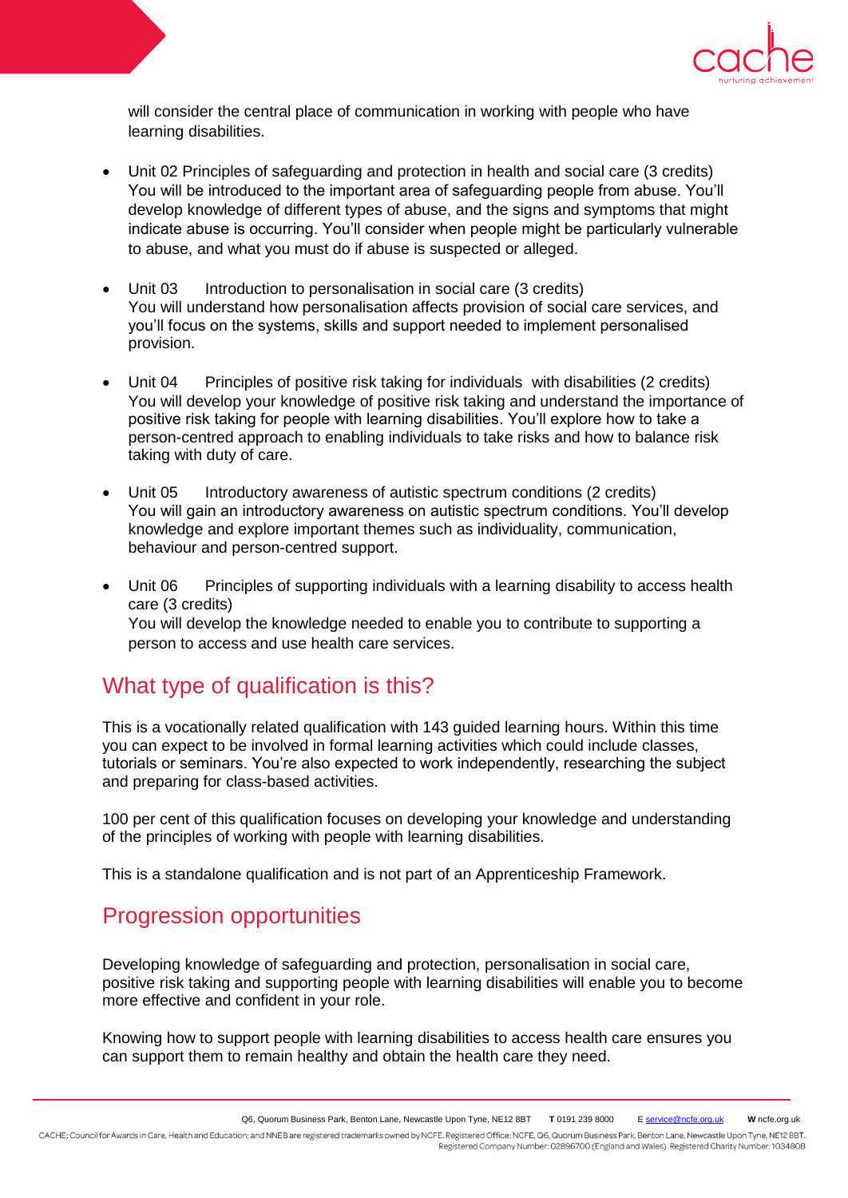will consider the central place of communication in working with people who have learning disabilities.

- Unit 02 Principles of safeguarding and protection in health and social care (3 credits)
  You will be introduced to the important area of safeguarding people from abuse. You'll develop knowledge of different types of abuse, and the signs and symptoms that might indicate abuse is occurring. You'll consider when people might be particularly vulnerable to abuse, and what you must do if abuse is suspected or alleged.

- Unit 03 Introduction to personalisation in social care (3 credits)
  You will understand how personalisation affects provision of social care services, and you'll focus on the systems, skills and support needed to implement personalised provision.

- Unit 04 Principles of positive risk taking for individuals with disabilities (2 credits)
  You will develop your knowledge of positive risk taking and understand the importance of positive risk taking for people with learning disabilities. You'll explore how to take a person-centred approach to enabling individuals to take risks and how to balance risk taking with duty of care.

- Unit 05 Introductory awareness of autistic spectrum conditions (2 credits)
  You will gain an introductory awareness on autistic spectrum conditions. You'll develop knowledge and explore important themes such as individuality, communication, behaviour and person-centred support.

- Unit 06 Principles of supporting individuals with a learning disability to access health care (3 credits)
  You will develop the knowledge needed to enable you to contribute to supporting a person to access and use health care services.

## What type of qualification is this?

This is a vocationally related qualification with 143 guided learning hours. Within this time you can expect to be involved in formal learning activities which could include classes, tutorials or seminars. You're also expected to work independently, researching the subject and preparing for class-based activities.

100 per cent of this qualification focuses on developing your knowledge and understanding of the principles of working with people with learning disabilities.

This is a standalone qualification and is not part of an Apprenticeship Framework.

## Progression opportunities

Developing knowledge of safeguarding and protection, personalisation in social care, positive risk taking and supporting people with learning disabilities will enable you to become more effective and confident in your role.

Knowing how to support people with learning disabilities to access health care ensures you can support them to remain healthy and obtain the health care they need.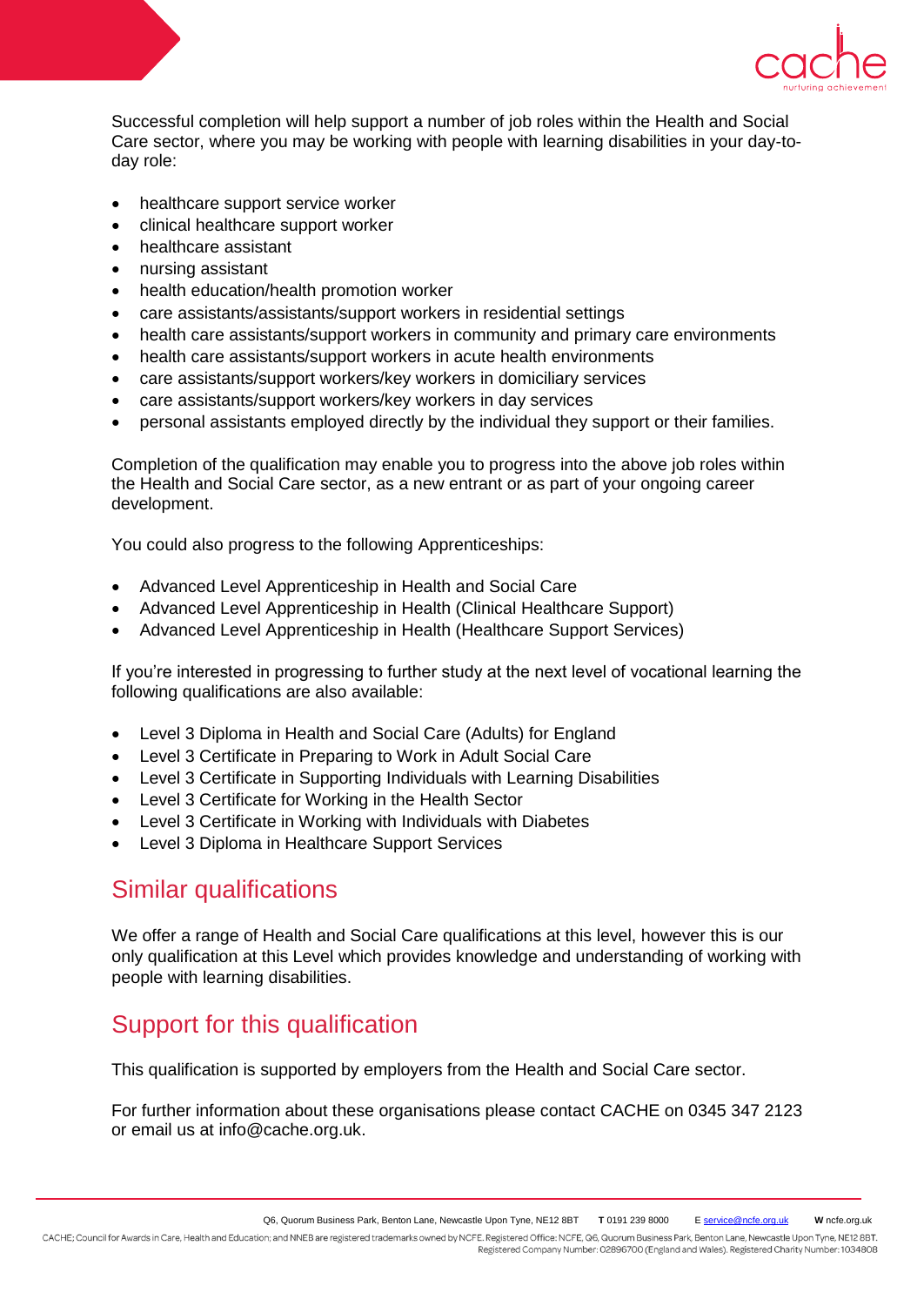Successful completion will help support a number of job roles within the Health and Social Care sector, where you may be working with people with learning disabilities in your day-to-day role:

- healthcare support service worker
- clinical healthcare support worker
- healthcare assistant
- nursing assistant
- health education/health promotion worker
- care assistants/assistants/support workers in residential settings
- health care assistants/support workers in community and primary care environments
- health care assistants/support workers in acute health environments
- care assistants/support workers/key workers in domiciliary services
- care assistants/support workers/key workers in day services
- personal assistants employed directly by the individual they support or their families.

Completion of the qualification may enable you to progress into the above job roles within the Health and Social Care sector, as a new entrant or as part of your ongoing career development.

You could also progress to the following Apprenticeships:

- Advanced Level Apprenticeship in Health and Social Care
- Advanced Level Apprenticeship in Health (Clinical Healthcare Support)
- Advanced Level Apprenticeship in Health (Healthcare Support Services)

If you're interested in progressing to further study at the next level of vocational learning the following qualifications are also available:

- Level 3 Diploma in Health and Social Care (Adults) for England
- Level 3 Certificate in Preparing to Work in Adult Social Care
- Level 3 Certificate in Supporting Individuals with Learning Disabilities
- Level 3 Certificate for Working in the Health Sector
- Level 3 Certificate in Working with Individuals with Diabetes
- Level 3 Diploma in Healthcare Support Services

## Similar qualifications

We offer a range of Health and Social Care qualifications at this level, however this is our only qualification at this Level which provides knowledge and understanding of working with people with learning disabilities.

## Support for this qualification

This qualification is supported by employers from the Health and Social Care sector.

For further information about these organisations please contact CACHE on 0345 347 2123 or email us at info@cache.org.uk.